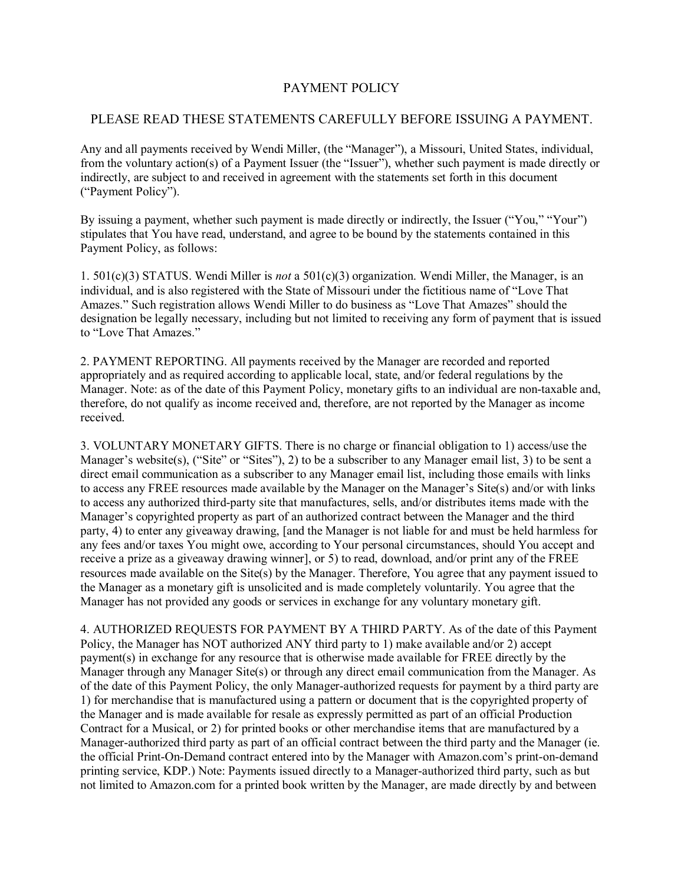# PAYMENT POLICY

## PLEASE READ THESE STATEMENTS CAREFULLY BEFORE ISSUING A PAYMENT.

Any and all payments received by Wendi Miller, (the "Manager"), a Missouri, United States, individual, from the voluntary action(s) of a Payment Issuer (the "Issuer"), whether such payment is made directly or indirectly, are subject to and received in agreement with the statements set forth in this document ("Payment Policy").

By issuing a payment, whether such payment is made directly or indirectly, the Issuer ("You," "Your") stipulates that You have read, understand, and agree to be bound by the statements contained in this Payment Policy, as follows:

1. 501(c)(3) STATUS. Wendi Miller is *not* a 501(c)(3) organization. Wendi Miller, the Manager, is an individual, and is also registered with the State of Missouri under the fictitious name of "Love That Amazes." Such registration allows Wendi Miller to do business as "Love That Amazes" should the designation be legally necessary, including but not limited to receiving any form of payment that is issued to "Love That Amazes."

2. PAYMENT REPORTING. All payments received by the Manager are recorded and reported appropriately and as required according to applicable local, state, and/or federal regulations by the Manager. Note: as of the date of this Payment Policy, monetary gifts to an individual are non-taxable and, therefore, do not qualify as income received and, therefore, are not reported by the Manager as income received.

3. VOLUNTARY MONETARY GIFTS. There is no charge or financial obligation to 1) access/use the Manager's website(s), ("Site" or "Sites"), 2) to be a subscriber to any Manager email list, 3) to be sent a direct email communication as a subscriber to any Manager email list, including those emails with links to access any FREE resources made available by the Manager on the Manager's Site(s) and/or with links to access any authorized third-party site that manufactures, sells, and/or distributes items made with the Manager's copyrighted property as part of an authorized contract between the Manager and the third party, 4) to enter any giveaway drawing, [and the Manager is not liable for and must be held harmless for any fees and/or taxes You might owe, according to Your personal circumstances, should You accept and receive a prize as a giveaway drawing winner], or 5) to read, download, and/or print any of the FREE resources made available on the Site(s) by the Manager. Therefore, You agree that any payment issued to the Manager as a monetary gift is unsolicited and is made completely voluntarily. You agree that the Manager has not provided any goods or services in exchange for any voluntary monetary gift.

4. AUTHORIZED REQUESTS FOR PAYMENT BY A THIRD PARTY. As of the date of this Payment Policy, the Manager has NOT authorized ANY third party to 1) make available and/or 2) accept payment(s) in exchange for any resource that is otherwise made available for FREE directly by the Manager through any Manager Site(s) or through any direct email communication from the Manager. As of the date of this Payment Policy, the only Manager-authorized requests for payment by a third party are 1) for merchandise that is manufactured using a pattern or document that is the copyrighted property of the Manager and is made available for resale as expressly permitted as part of an official Production Contract for a Musical, or 2) for printed books or other merchandise items that are manufactured by a Manager-authorized third party as part of an official contract between the third party and the Manager (ie. the official Print-On-Demand contract entered into by the Manager with Amazon.com's print-on-demand printing service, KDP.) Note: Payments issued directly to a Manager-authorized third party, such as but not limited to Amazon.com for a printed book written by the Manager, are made directly by and between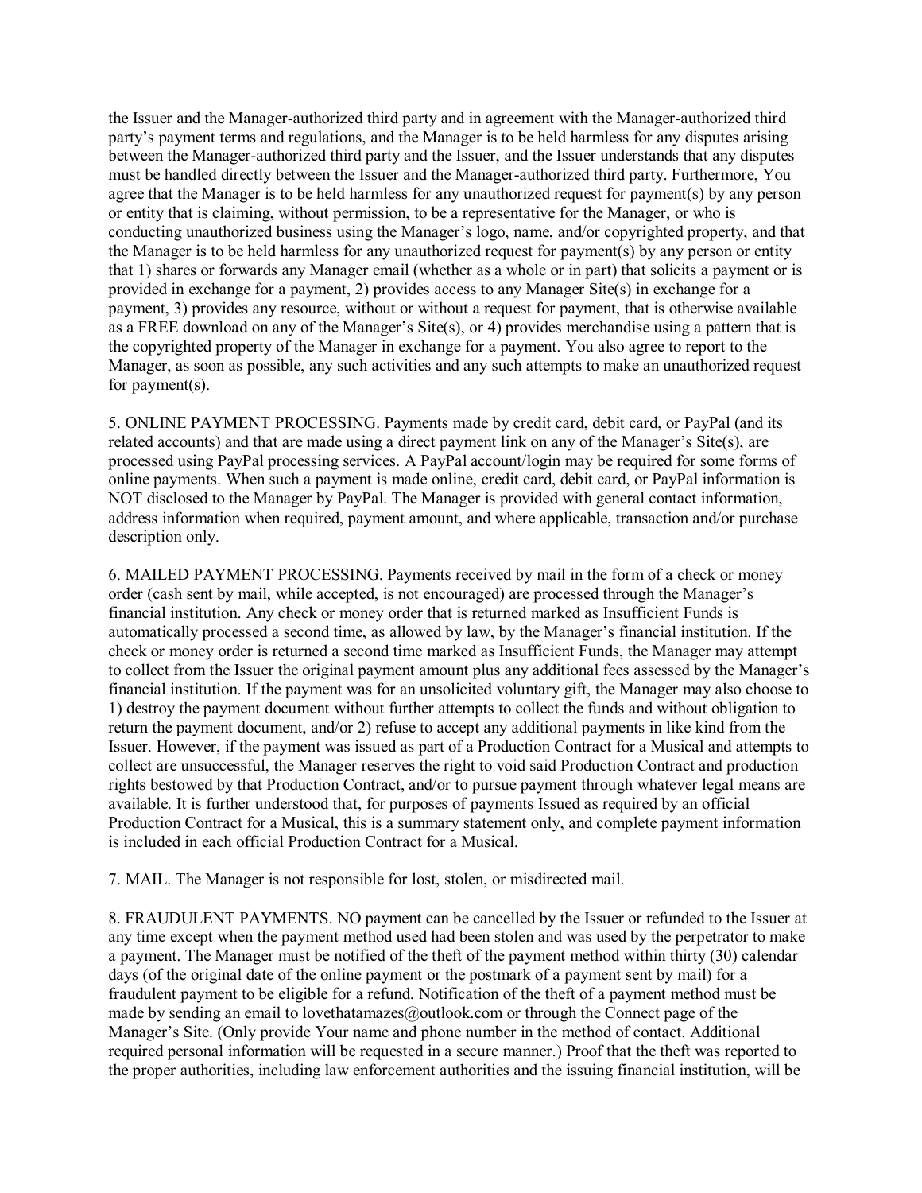the Issuer and the Manager-authorized third party and in agreement with the Manager-authorized third party's payment terms and regulations, and the Manager is to be held harmless for any disputes arising between the Manager-authorized third party and the Issuer, and the Issuer understands that any disputes must be handled directly between the Issuer and the Manager-authorized third party. Furthermore, You agree that the Manager is to be held harmless for any unauthorized request for payment(s) by any person or entity that is claiming, without permission, to be a representative for the Manager, or who is conducting unauthorized business using the Manager's logo, name, and/or copyrighted property, and that the Manager is to be held harmless for any unauthorized request for payment(s) by any person or entity that 1) shares or forwards any Manager email (whether as a whole or in part) that solicits a payment or is provided in exchange for a payment, 2) provides access to any Manager Site(s) in exchange for a payment, 3) provides any resource, without or without a request for payment, that is otherwise available as a FREE download on any of the Manager's Site(s), or 4) provides merchandise using a pattern that is the copyrighted property of the Manager in exchange for a payment. You also agree to report to the Manager, as soon as possible, any such activities and any such attempts to make an unauthorized request for payment(s).

5. ONLINE PAYMENT PROCESSING. Payments made by credit card, debit card, or PayPal (and its related accounts) and that are made using a direct payment link on any of the Manager's Site(s), are processed using PayPal processing services. A PayPal account/login may be required for some forms of online payments. When such a payment is made online, credit card, debit card, or PayPal information is NOT disclosed to the Manager by PayPal. The Manager is provided with general contact information, address information when required, payment amount, and where applicable, transaction and/or purchase description only.

6. MAILED PAYMENT PROCESSING. Payments received by mail in the form of a check or money order (cash sent by mail, while accepted, is not encouraged) are processed through the Manager's financial institution. Any check or money order that is returned marked as Insufficient Funds is automatically processed a second time, as allowed by law, by the Manager's financial institution. If the check or money order is returned a second time marked as Insufficient Funds, the Manager may attempt to collect from the Issuer the original payment amount plus any additional fees assessed by the Manager's financial institution. If the payment was for an unsolicited voluntary gift, the Manager may also choose to 1) destroy the payment document without further attempts to collect the funds and without obligation to return the payment document, and/or 2) refuse to accept any additional payments in like kind from the Issuer. However, if the payment was issued as part of a Production Contract for a Musical and attempts to collect are unsuccessful, the Manager reserves the right to void said Production Contract and production rights bestowed by that Production Contract, and/or to pursue payment through whatever legal means are available. It is further understood that, for purposes of payments Issued as required by an official Production Contract for a Musical, this is a summary statement only, and complete payment information is included in each official Production Contract for a Musical.

7. MAIL. The Manager is not responsible for lost, stolen, or misdirected mail.

8. FRAUDULENT PAYMENTS. NO payment can be cancelled by the Issuer or refunded to the Issuer at any time except when the payment method used had been stolen and was used by the perpetrator to make a payment. The Manager must be notified of the theft of the payment method within thirty (30) calendar days (of the original date of the online payment or the postmark of a payment sent by mail) for a fraudulent payment to be eligible for a refund. Notification of the theft of a payment method must be made by sending an email to lovethatamazes@outlook.com or through the Connect page of the Manager's Site. (Only provide Your name and phone number in the method of contact. Additional required personal information will be requested in a secure manner.) Proof that the theft was reported to the proper authorities, including law enforcement authorities and the issuing financial institution, will be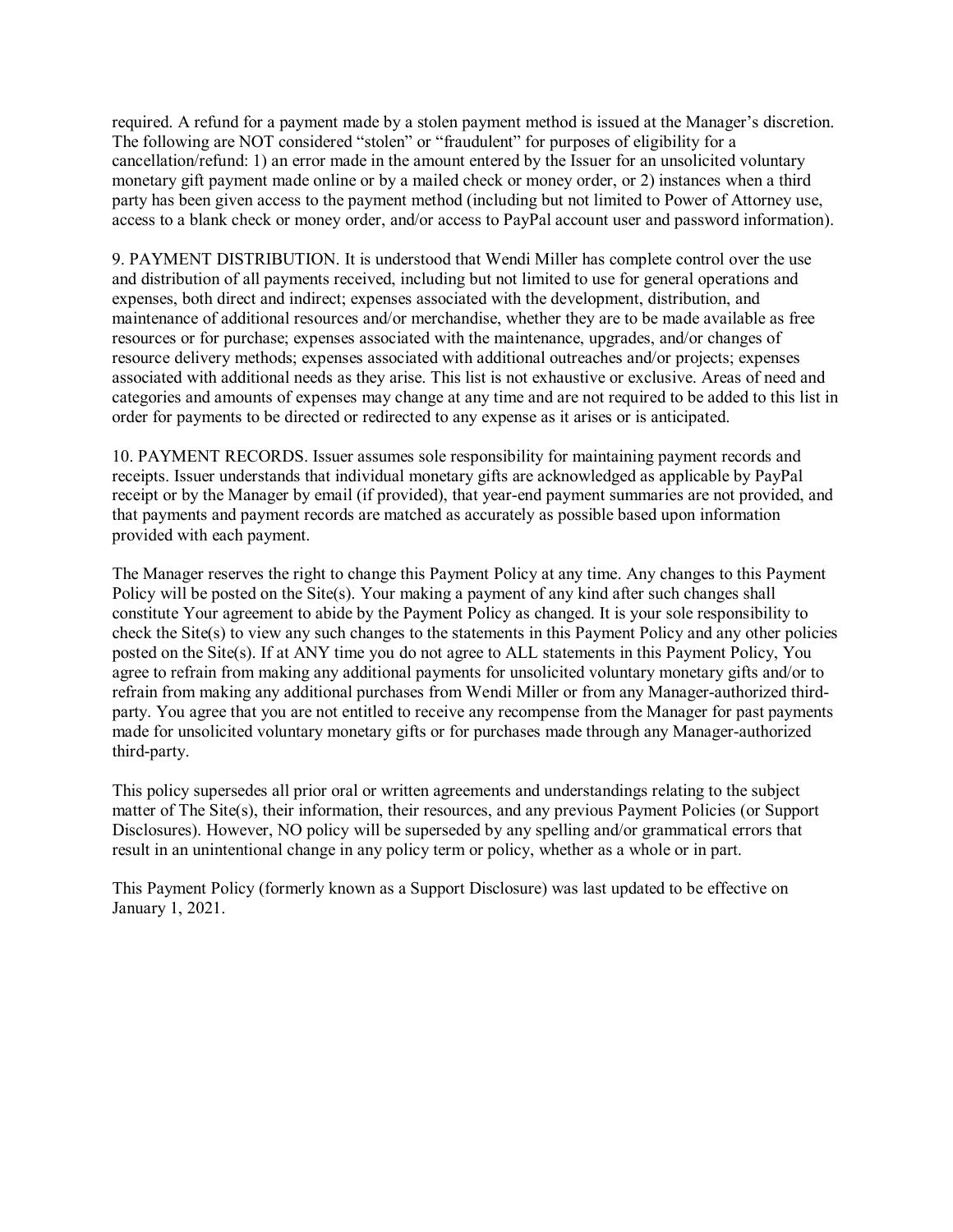required. A refund for a payment made by a stolen payment method is issued at the Manager's discretion. The following are NOT considered "stolen" or "fraudulent" for purposes of eligibility for a cancellation/refund: 1) an error made in the amount entered by the Issuer for an unsolicited voluntary monetary gift payment made online or by a mailed check or money order, or 2) instances when a third party has been given access to the payment method (including but not limited to Power of Attorney use, access to a blank check or money order, and/or access to PayPal account user and password information).

9. PAYMENT DISTRIBUTION. It is understood that Wendi Miller has complete control over the use and distribution of all payments received, including but not limited to use for general operations and expenses, both direct and indirect; expenses associated with the development, distribution, and maintenance of additional resources and/or merchandise, whether they are to be made available as free resources or for purchase; expenses associated with the maintenance, upgrades, and/or changes of resource delivery methods; expenses associated with additional outreaches and/or projects; expenses associated with additional needs as they arise. This list is not exhaustive or exclusive. Areas of need and categories and amounts of expenses may change at any time and are not required to be added to this list in order for payments to be directed or redirected to any expense as it arises or is anticipated.

10. PAYMENT RECORDS. Issuer assumes sole responsibility for maintaining payment records and receipts. Issuer understands that individual monetary gifts are acknowledged as applicable by PayPal receipt or by the Manager by email (if provided), that year-end payment summaries are not provided, and that payments and payment records are matched as accurately as possible based upon information provided with each payment.

The Manager reserves the right to change this Payment Policy at any time. Any changes to this Payment Policy will be posted on the Site(s). Your making a payment of any kind after such changes shall constitute Your agreement to abide by the Payment Policy as changed. It is your sole responsibility to check the Site(s) to view any such changes to the statements in this Payment Policy and any other policies posted on the Site(s). If at ANY time you do not agree to ALL statements in this Payment Policy, You agree to refrain from making any additional payments for unsolicited voluntary monetary gifts and/or to refrain from making any additional purchases from Wendi Miller or from any Manager-authorized third-party. You agree that you are not entitled to receive any recompense from the Manager for past payments made for unsolicited voluntary monetary gifts or for purchases made through any Manager-authorized third-party.

This policy supersedes all prior oral or written agreements and understandings relating to the subject matter of The Site(s), their information, their resources, and any previous Payment Policies (or Support Disclosures). However, NO policy will be superseded by any spelling and/or grammatical errors that result in an unintentional change in any policy term or policy, whether as a whole or in part.

This Payment Policy (formerly known as a Support Disclosure) was last updated to be effective on January 1, 2021.